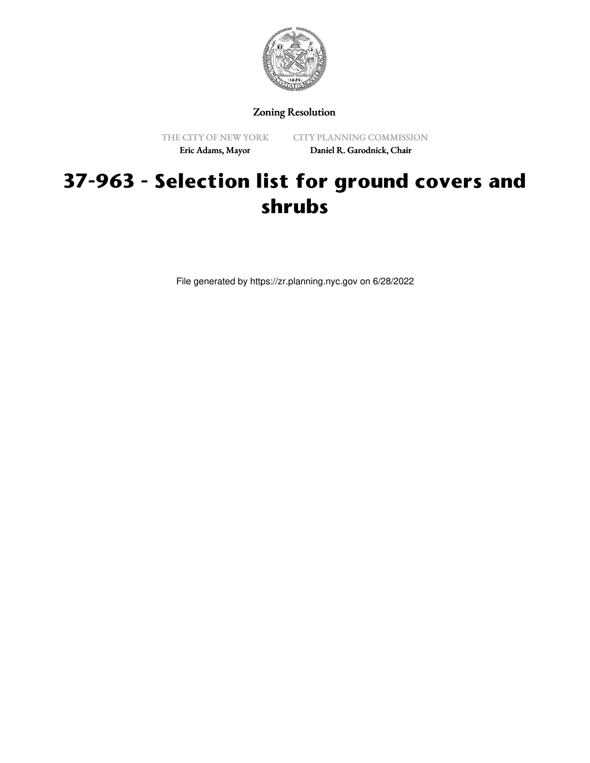Zoning Resolution

THE CITY OF NEW YORK
Eric Adams, Mayor

CITY PLANNING COMMISSION
Daniel R. Garodnick, Chair

# 37-963 - Selection list for ground covers and shrubs

File generated by https://zr.planning.nyc.gov on 6/28/2022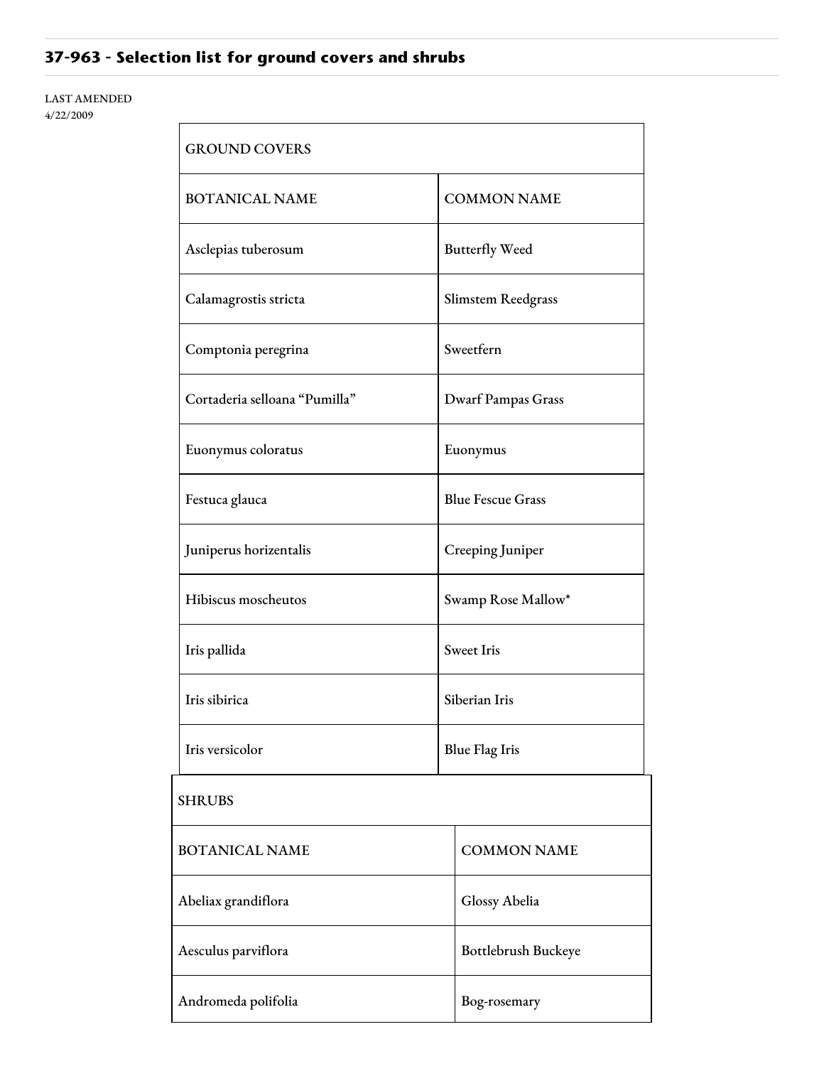## 37-963 - Selection list for ground covers and shrubs

LAST AMENDED
4/22/2009

| GROUND COVERS | |
|---|---|
| BOTANICAL NAME | COMMON NAME |
| Asclepias tuberosum | Butterfly Weed |
| Calamagrostis stricta | Slimstem Reedgrass |
| Comptonia peregrina | Sweetfern |
| Cortaderia selloana "Pumilla" | Dwarf Pampas Grass |
| Euonymus coloratus | Euonymus |
| Festuca glauca | Blue Fescue Grass |
| Juniperus horizentalis | Creeping Juniper |
| Hibiscus moscheutos | Swamp Rose Mallow* |
| Iris pallida | Sweet Iris |
| Iris sibirica | Siberian Iris |
| Iris versicolor | Blue Flag Iris |

| SHRUBS | |
|---|---|
| BOTANICAL NAME | COMMON NAME |
| Abeliax grandiflora | Glossy Abelia |
| Aesculus parviflora | Bottlebrush Buckeye |
| Andromeda polifolia | Bog-rosemary |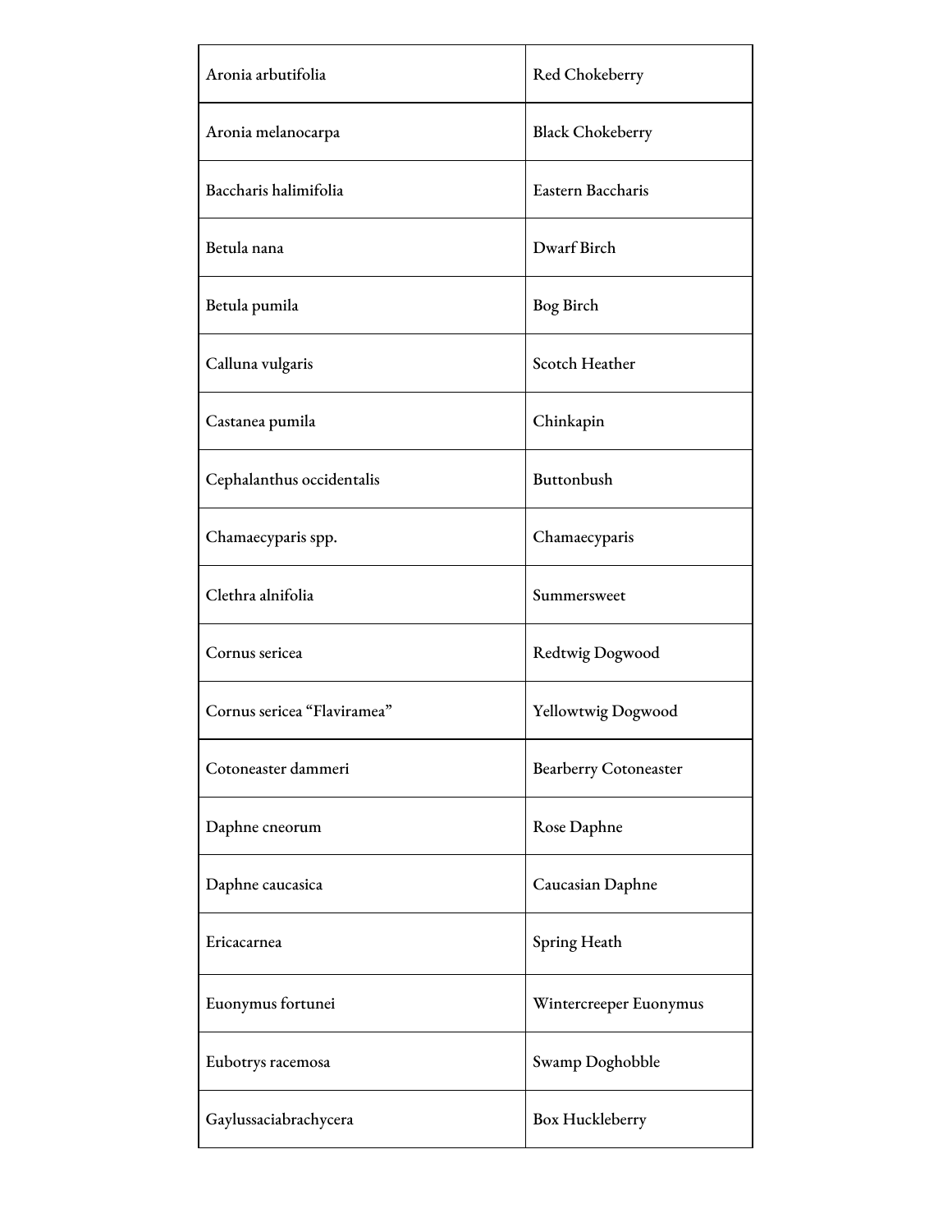| Aronia arbutifolia | Red Chokeberry |
|---|---|
| Aronia melanocarpa | Black Chokeberry |
| Baccharis halimifolia | Eastern Baccharis |
| Betula nana | Dwarf Birch |
| Betula pumila | Bog Birch |
| Calluna vulgaris | Scotch Heather |
| Castanea pumila | Chinkapin |
| Cephalanthus occidentalis | Buttonbush |
| Chamaecyparis spp. | Chamaecyparis |
| Clethra alnifolia | Summersweet |
| Cornus sericea | Redtwig Dogwood |
| Cornus sericea "Flaviramea" | Yellowtwig Dogwood |
| Cotoneaster dammeri | Bearberry Cotoneaster |
| Daphne cneorum | Rose Daphne |
| Daphne caucasica | Caucasian Daphne |
| Ericacarnea | Spring Heath |
| Euonymus fortunei | Wintercreeper Euonymus |
| Eubotrys racemosa | Swamp Doghobble |
| Gaylussaciabrachycera | Box Huckleberry |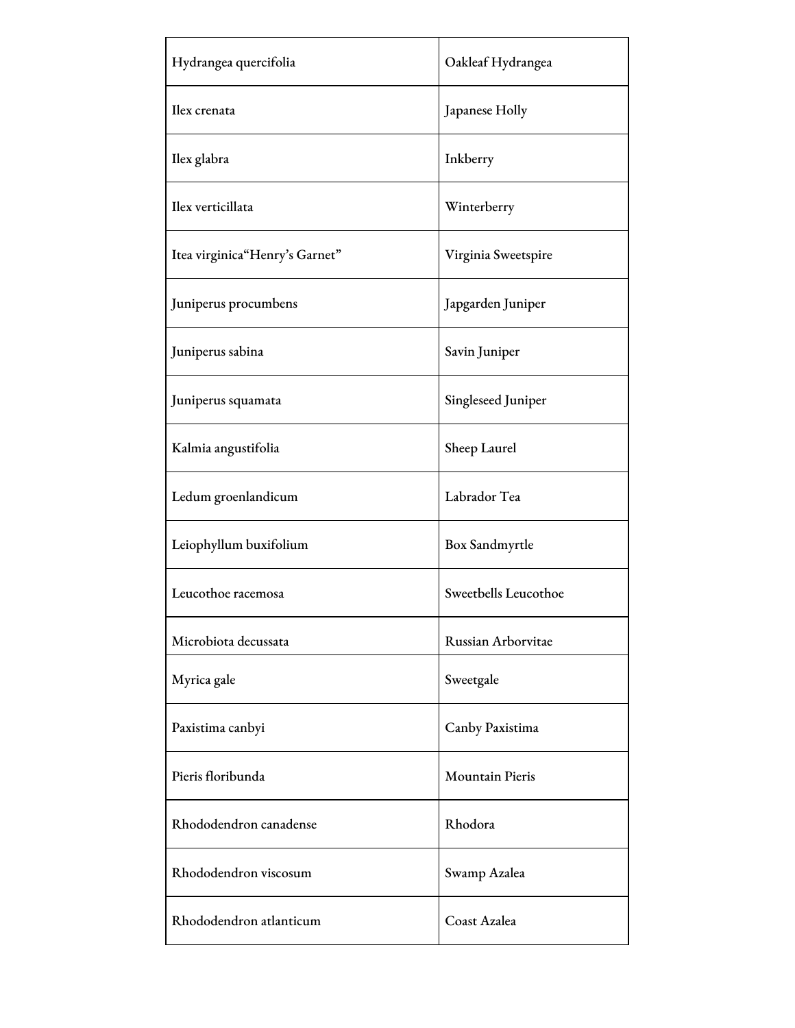| | |
|---|---|
| Hydrangea quercifolia | Oakleaf Hydrangea |
| Ilex crenata | Japanese Holly |
| Ilex glabra | Inkberry |
| Ilex verticillata | Winterberry |
| Itea virginica"Henry's Garnet" | Virginia Sweetspire |
| Juniperus procumbens | Japgarden Juniper |
| Juniperus sabina | Savin Juniper |
| Juniperus squamata | Singleseed Juniper |
| Kalmia angustifolia | Sheep Laurel |
| Ledum groenlandicum | Labrador Tea |
| Leiophyllum buxifolium | Box Sandmyrtle |
| Leucothoe racemosa | Sweetbells Leucothoe |
| Microbiota decussata | Russian Arborvitae |
| Myrica gale | Sweetgale |
| Paxistima canbyi | Canby Paxistima |
| Pieris floribunda | Mountain Pieris |
| Rhododendron canadense | Rhodora |
| Rhododendron viscosum | Swamp Azalea |
| Rhododendron atlanticum | Coast Azalea |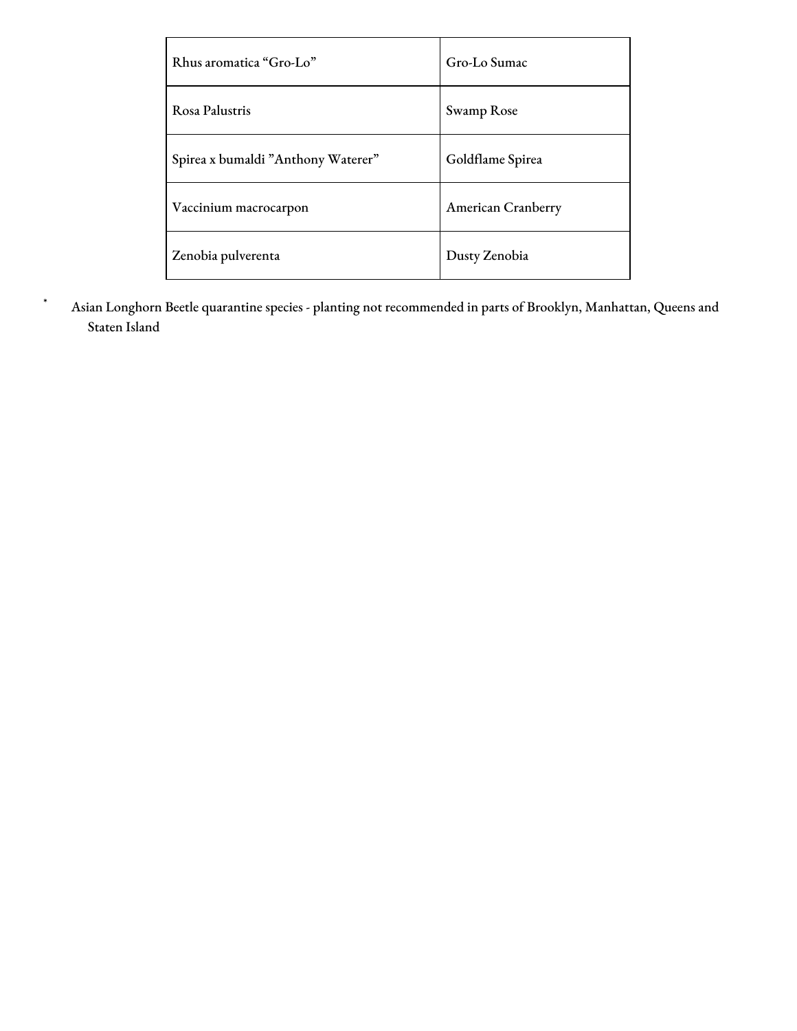| | |
|---|---|
| Rhus aromatica “Gro-Lo” | Gro-Lo Sumac |
| Rosa Palustris | Swamp Rose |
| Spirea x bumaldi ”Anthony Waterer” | Goldflame Spirea |
| Vaccinium macrocarpon | American Cranberry |
| Zenobia pulverenta | Dusty Zenobia |

* Asian Longhorn Beetle quarantine species - planting not recommended in parts of Brooklyn, Manhattan, Queens and Staten Island